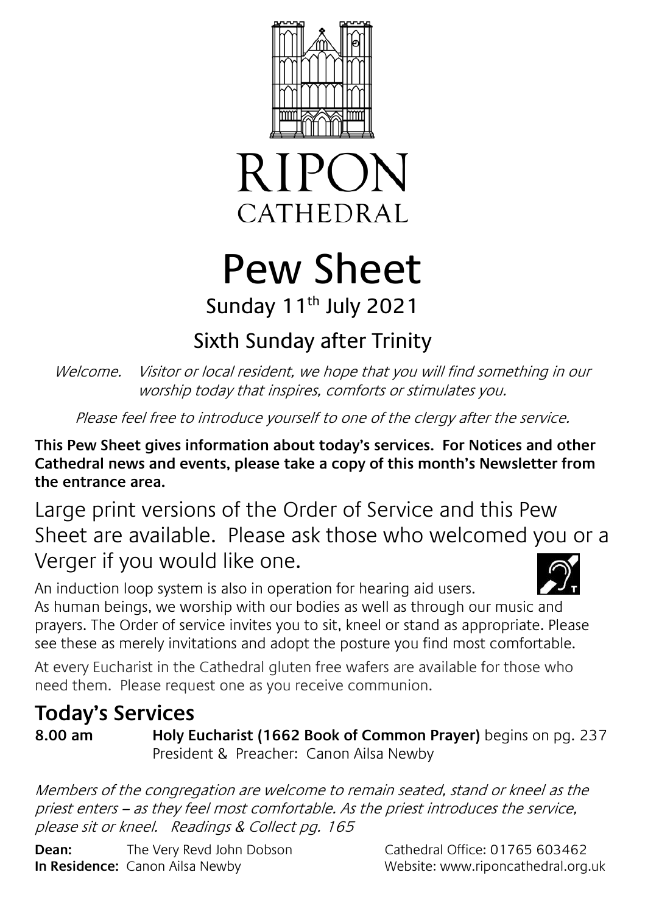# RIPON CATHEDRAL

# Pew Sheet

## Sunday 11th July 2021

## Sixth Sunday after Trinity

*Welcome. Visitor or local resident, we hope that you will find something in our worship today that inspires, comforts or stimulates you.*

*Please feel free to introduce yourself to one of the clergy after the service.*

**This Pew Sheet gives information about today's services. For Notices and other Cathedral news and events, please take a copy of this month's Newsletter from the entrance area.**

Large print versions of the Order of Service and this Pew Sheet are available. Please ask those who welcomed you or a Verger if you would like one.

An induction loop system is also in operation for hearing aid users.

As human beings, we worship with our bodies as well as through our music and prayers. The Order of service invites you to sit, kneel or stand as appropriate. Please see these as merely invitations and adopt the posture you find most comfortable.

At every Eucharist in the Cathedral gluten free wafers are available for those who need them. Please request one as you receive communion.

## Today's Services

**8.00 am** **Holy Eucharist (1662 Book of Common Prayer)** begins on pg. 237
President & Preacher: Canon Ailsa Newby

*Members of the congregation are welcome to remain seated, stand or kneel as the priest enters – as they feel most comfortable. As the priest introduces the service, please sit or kneel. Readings & Collect pg. 165*

**Dean:** The Very Revd John Dobson
**In Residence:** Canon Ailsa Newby

Cathedral Office: 01765 603462
Website: www.riponcathedral.org.uk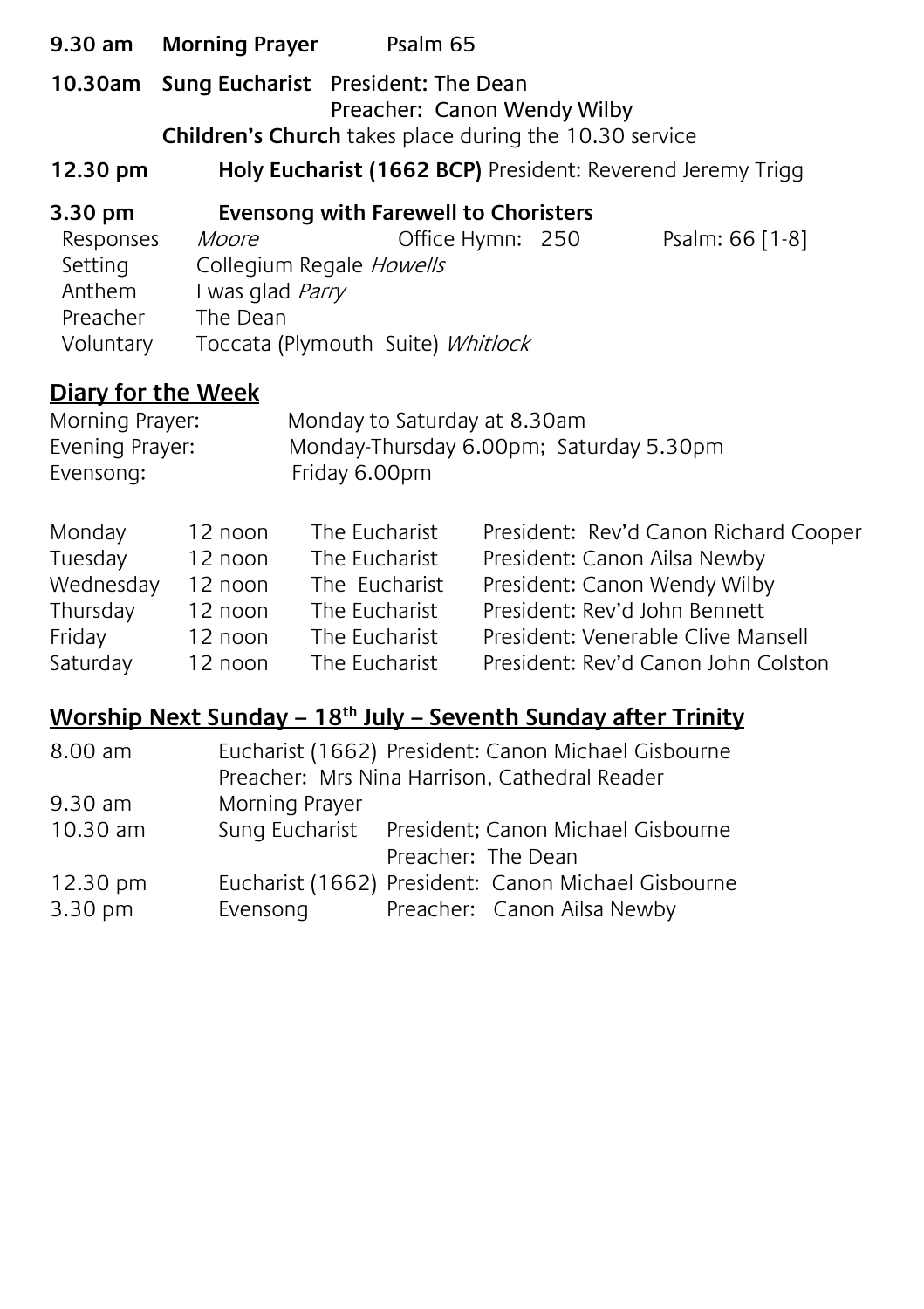**9.30 am Morning Prayer** Psalm 65

**10.30am Sung Eucharist** President: The Dean
Preacher: Canon Wendy Wilby
**Children's Church** takes place during the 10.30 service

**12.30 pm Holy Eucharist (1662 BCP)** President: Reverend Jeremy Trigg

**3.30 pm Evensong with Farewell to Choristers**

| | | | |
|---|---|---|---|
| Responses | *Moore* | Office Hymn: 250 | Psalm: 66 [1-8] |
| Setting | Collegium Regale *Howells* | | |
| Anthem | I was glad *Parry* | | |
| Preacher | The Dean | | |
| Voluntary | Toccata (Plymouth Suite) *Whitlock* | | |

## Diary for the Week

Morning Prayer: Monday to Saturday at 8.30am
Evening Prayer: Monday-Thursday 6.00pm; Saturday 5.30pm
Evensong: Friday 6.00pm

| | | | |
|---|---|---|---|
| Monday | 12 noon | The Eucharist | President: Rev'd Canon Richard Cooper |
| Tuesday | 12 noon | The Eucharist | President: Canon Ailsa Newby |
| Wednesday | 12 noon | The Eucharist | President: Canon Wendy Wilby |
| Thursday | 12 noon | The Eucharist | President: Rev'd John Bennett |
| Friday | 12 noon | The Eucharist | President: Venerable Clive Mansell |
| Saturday | 12 noon | The Eucharist | President: Rev'd Canon John Colston |

## Worship Next Sunday – 18th July – Seventh Sunday after Trinity

| | | |
|---|---|---|
| 8.00 am | Eucharist (1662) | President: Canon Michael Gisbourne<br>Preacher: Mrs Nina Harrison, Cathedral Reader |
| 9.30 am | Morning Prayer | |
| 10.30 am | Sung Eucharist | President; Canon Michael Gisbourne<br>Preacher: The Dean |
| 12.30 pm | Eucharist (1662) | President: Canon Michael Gisbourne |
| 3.30 pm | Evensong | Preacher: Canon Ailsa Newby |